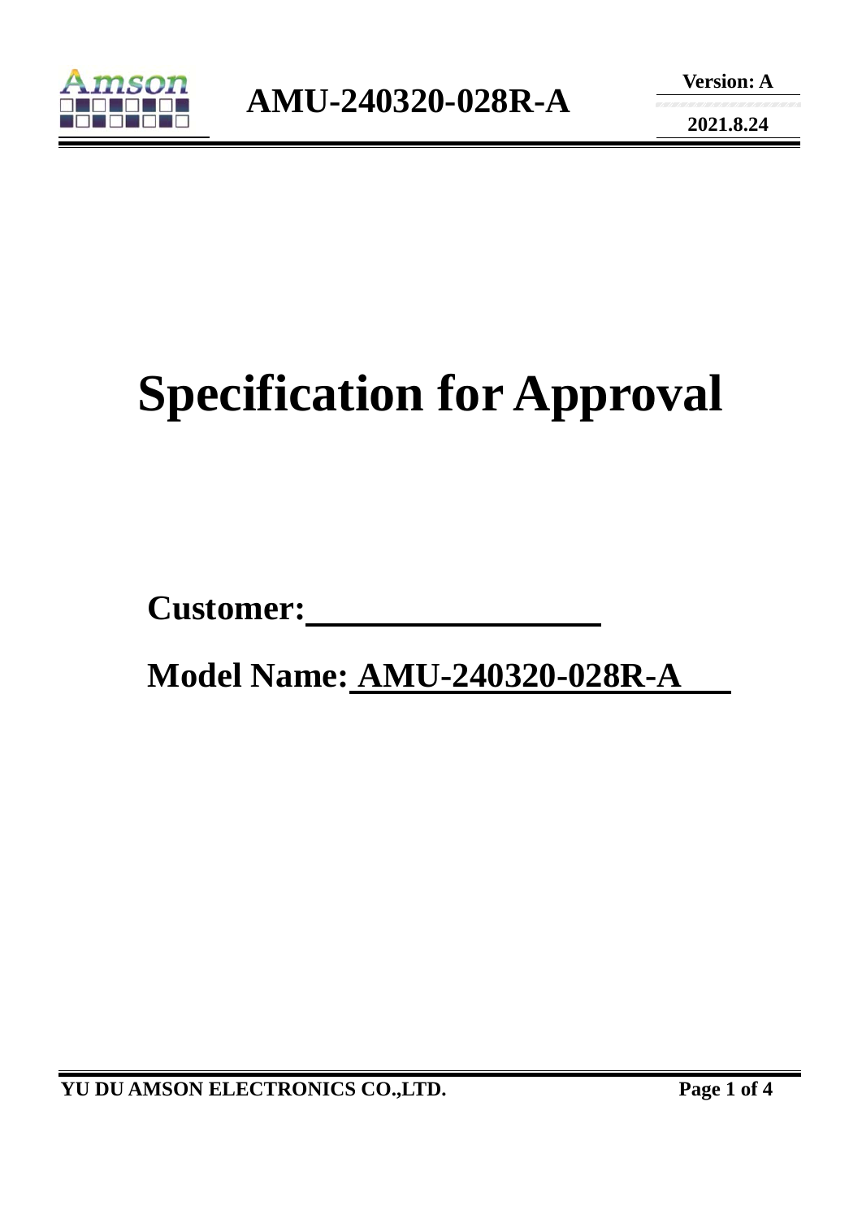# Specification for Approval

**Customer:**\_\_\_\_\_\_\_\_\_\_\_\_\_\_\_\_\_\_

**Model Name: AMU-240320-028R-A**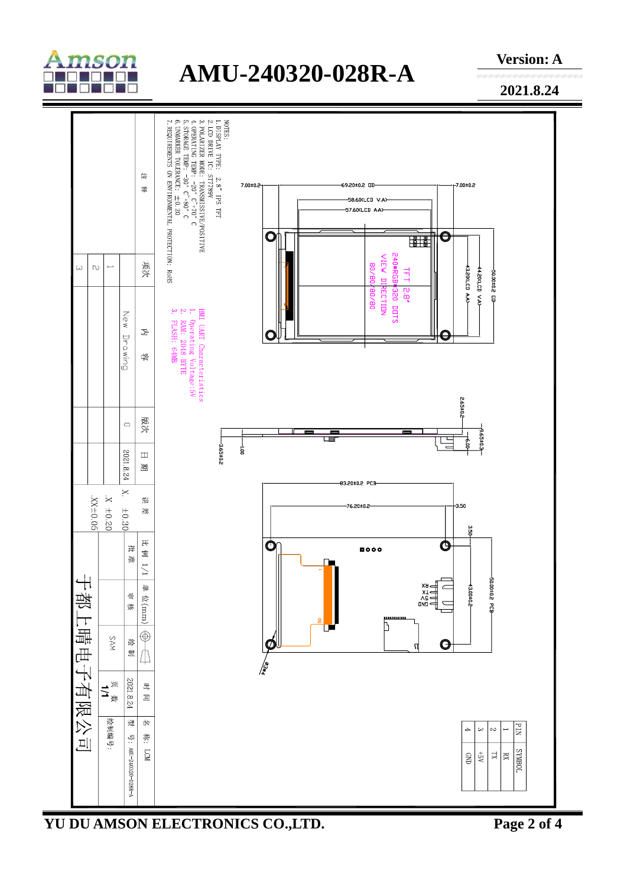# AMU-240320-028R-A

Version: A

2021.8.24

NOTES:
1. DISPLAY TYPE: 2.8" IPS TFT
2. LCD DRIVE IC: ST7789V
3. POLARIZER MODE: TRANSMISSIVE/POSITIVE
4. OPERATING TEMP: -20° C~+70° C
5. STORAGE TEMP: -30° C~80° C
6. UNMARKER TOLERANCE: ±0.20
7. REQUIREMENTS ON ENVIRONMENTAL PROTECTION: RoHS

HMI UART Characteristics
1. Operating Voltage:5V
2. RAM: 2048 BYTE
3. FLASH: 64MB

TFT 2.8"
240*RGB*320 DOTS
VIEW DIRECTION
80/80/80/80

Dimensions: 7.00±0.2; 69.20±0.2 OD; 7.00±0.2; 58.60(LCD V.A); 57.60(LCD AA); 50.00±0.2 OD; 44.20(LCD V.A); 43.20(LCD AA); 2.65±0.2; 9.65±0.3; 6.00; 3.65±0.2; 1.00; 83.20±0.2 PCB; 76.20±0.2; 3.50; 3.50; 50.00±0.2 PCB; 43.00±0.2; Ø3x4

| PIN | SYMBOL |
|---|---|
| 1 | RX |
| 2 | TX |
| 3 | +5V |
| 4 | GND |

| 项次 | 内容 | 版次 | 日期 |
|---|---|---|---|
| 1 | New Drawing | 0 | 2021.8.24 |
| 2 | | | |
| 3 | | | |

误差: X. ±0.30; .X ±0.20; .XX±0.05

比例 1/1; 单位(mm)

批准: ; 审核: ; 绘制: SAM; 时间: 2021.8.24; 页数: 1/1

名称: LCD; 型号: AMU-240320-028R-A; 绘制编号:

于都上晴电子有限公司

YU DU AMSON ELECTRONICS CO.,LTD.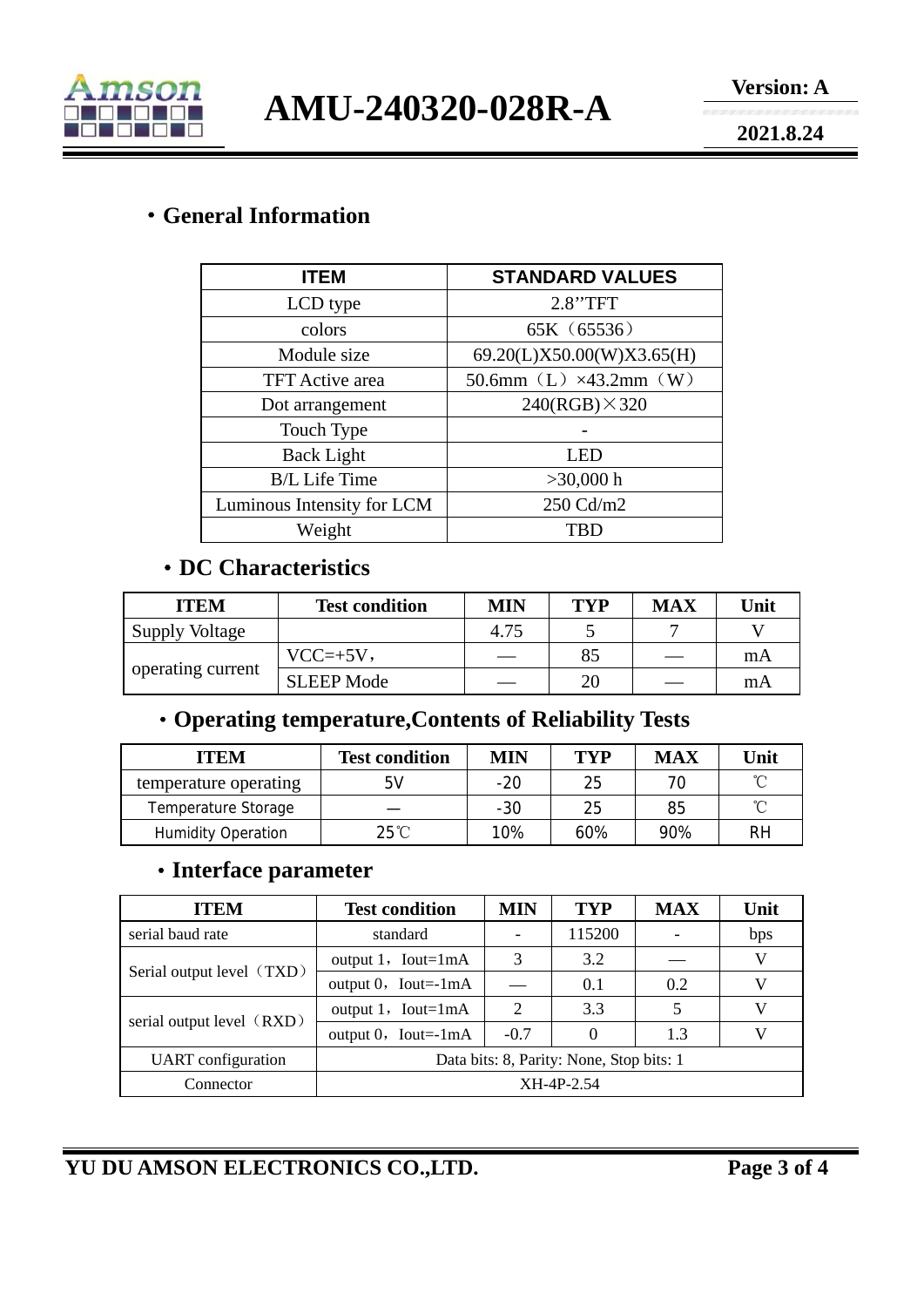## ・General Information

| ITEM | STANDARD VALUES |
|---|---|
| LCD type | 2.8''TFT |
| colors | 65K（65536） |
| Module size | 69.20(L)X50.00(W)X3.65(H) |
| TFT Active area | 50.6mm（L）×43.2mm（W） |
| Dot arrangement | 240(RGB)×320 |
| Touch Type | - |
| Back Light | LED |
| B/L Life Time | >30,000 h |
| Luminous Intensity for LCM | 250 Cd/m2 |
| Weight | TBD |

## ・DC Characteristics

| ITEM | Test condition | MIN | TYP | MAX | Unit |
|---|---|---|---|---|---|
| Supply Voltage | | 4.75 | 5 | 7 | V |
| operating current | VCC=+5V， | — | 85 | — | mA |
| | SLEEP Mode | — | 20 | — | mA |

## ・Operating temperature,Contents of Reliability Tests

| ITEM | Test condition | MIN | TYP | MAX | Unit |
|---|---|---|---|---|---|
| temperature operating | 5V | -20 | 25 | 70 | ℃ |
| Temperature Storage | — | -30 | 25 | 85 | ℃ |
| Humidity Operation | 25℃ | 10% | 60% | 90% | RH |

## ・Interface parameter

| ITEM | Test condition | MIN | TYP | MAX | Unit |
|---|---|---|---|---|---|
| serial baud rate | standard | - | 115200 | - | bps |
| Serial output level（TXD） | output 1，Iout=1mA | 3 | 3.2 | — | V |
| | output 0，Iout=-1mA | — | 0.1 | 0.2 | V |
| serial output level（RXD） | output 1，Iout=1mA | 2 | 3.3 | 5 | V |
| | output 0，Iout=-1mA | -0.7 | 0 | 1.3 | V |
| UART configuration | Data bits: 8, Parity: None, Stop bits: 1 | | | | |
| Connector | XH-4P-2.54 | | | | |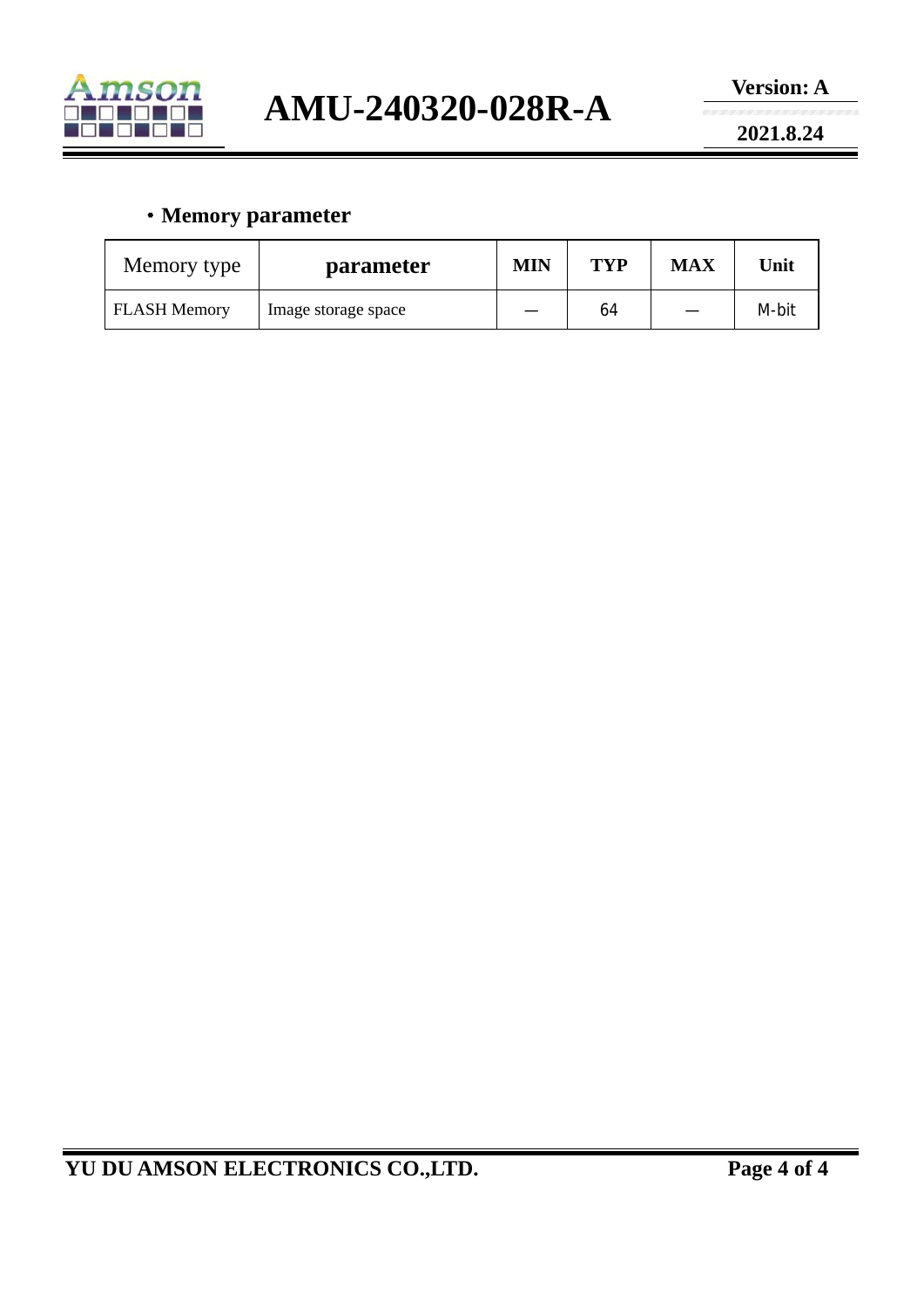• **Memory parameter**

| Memory type | parameter | MIN | TYP | MAX | Unit |
|---|---|---|---|---|---|
| FLASH Memory | Image storage space | — | 64 | — | M-bit |